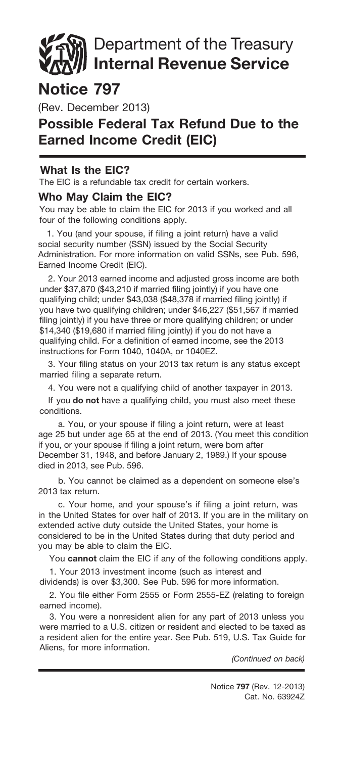# Department of the Treasury
# Internal Revenue Service

# Notice 797

(Rev. December 2013)

## Possible Federal Tax Refund Due to the Earned Income Credit (EIC)

### What Is the EIC?

The EIC is a refundable tax credit for certain workers.

### Who May Claim the EIC?

You may be able to claim the EIC for 2013 if you worked and all four of the following conditions apply.

1. You (and your spouse, if filing a joint return) have a valid social security number (SSN) issued by the Social Security Administration. For more information on valid SSNs, see Pub. 596, Earned Income Credit (EIC).

2. Your 2013 earned income and adjusted gross income are both under $37,870 ($43,210 if married filing jointly) if you have one qualifying child; under $43,038 ($48,378 if married filing jointly) if you have two qualifying children; under $46,227 ($51,567 if married filing jointly) if you have three or more qualifying children; or under $14,340 ($19,680 if married filing jointly) if you do not have a qualifying child. For a definition of earned income, see the 2013 instructions for Form 1040, 1040A, or 1040EZ.

3. Your filing status on your 2013 tax return is any status except married filing a separate return.

4. You were not a qualifying child of another taxpayer in 2013.

If you **do not** have a qualifying child, you must also meet these conditions.

a. You, or your spouse if filing a joint return, were at least age 25 but under age 65 at the end of 2013. (You meet this condition if you, or your spouse if filing a joint return, were born after December 31, 1948, and before January 2, 1989.) If your spouse died in 2013, see Pub. 596.

b. You cannot be claimed as a dependent on someone else's 2013 tax return.

c. Your home, and your spouse's if filing a joint return, was in the United States for over half of 2013. If you are in the military on extended active duty outside the United States, your home is considered to be in the United States during that duty period and you may be able to claim the EIC.

You **cannot** claim the EIC if any of the following conditions apply.

1. Your 2013 investment income (such as interest and dividends) is over $3,300. See Pub. 596 for more information.

2. You file either Form 2555 or Form 2555-EZ (relating to foreign earned income).

3. You were a nonresident alien for any part of 2013 unless you were married to a U.S. citizen or resident and elected to be taxed as a resident alien for the entire year. See Pub. 519, U.S. Tax Guide for Aliens, for more information.

*(Continued on back)*

Notice **797** (Rev. 12-2013)
Cat. No. 63924Z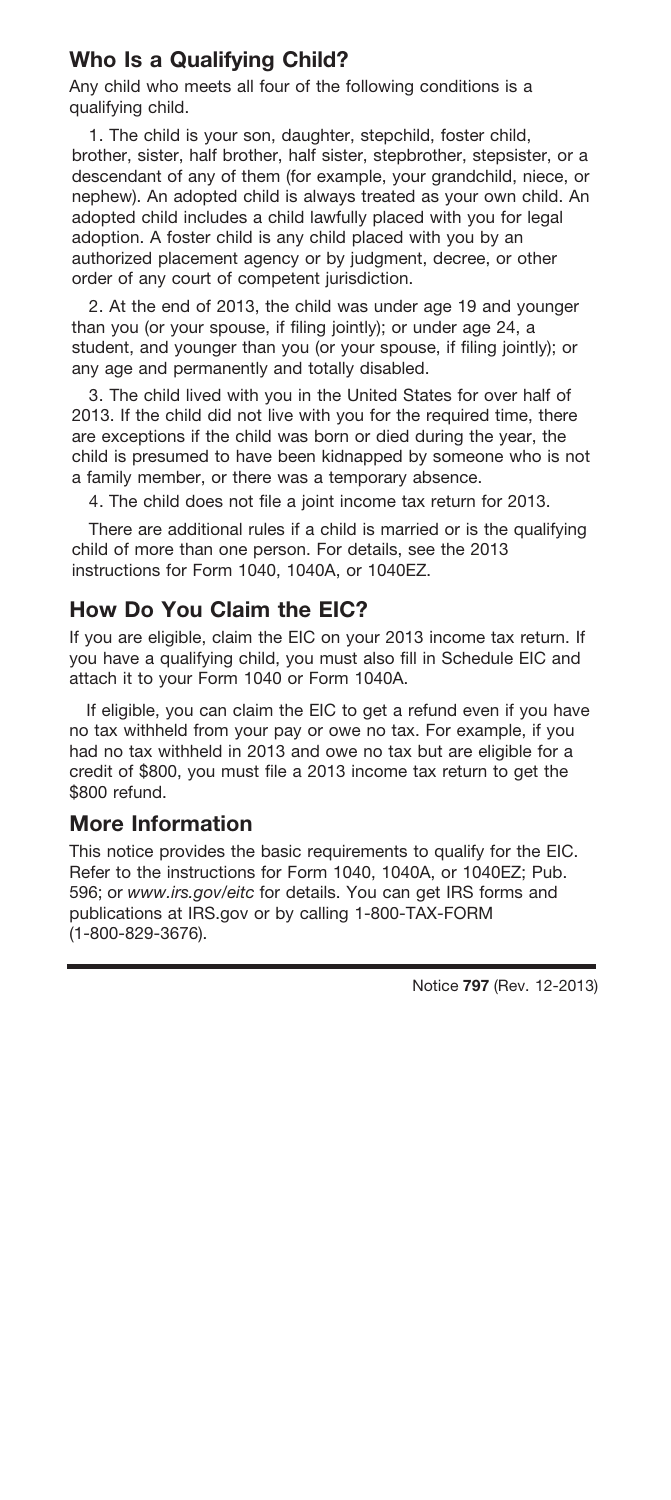## Who Is a Qualifying Child?

Any child who meets all four of the following conditions is a qualifying child.

1. The child is your son, daughter, stepchild, foster child, brother, sister, half brother, half sister, stepbrother, stepsister, or a descendant of any of them (for example, your grandchild, niece, or nephew). An adopted child is always treated as your own child. An adopted child includes a child lawfully placed with you for legal adoption. A foster child is any child placed with you by an authorized placement agency or by judgment, decree, or other order of any court of competent jurisdiction.

2. At the end of 2013, the child was under age 19 and younger than you (or your spouse, if filing jointly); or under age 24, a student, and younger than you (or your spouse, if filing jointly); or any age and permanently and totally disabled.

3. The child lived with you in the United States for over half of 2013. If the child did not live with you for the required time, there are exceptions if the child was born or died during the year, the child is presumed to have been kidnapped by someone who is not a family member, or there was a temporary absence.

4. The child does not file a joint income tax return for 2013.

There are additional rules if a child is married or is the qualifying child of more than one person. For details, see the 2013 instructions for Form 1040, 1040A, or 1040EZ.

## How Do You Claim the EIC?

If you are eligible, claim the EIC on your 2013 income tax return. If you have a qualifying child, you must also fill in Schedule EIC and attach it to your Form 1040 or Form 1040A.

If eligible, you can claim the EIC to get a refund even if you have no tax withheld from your pay or owe no tax. For example, if you had no tax withheld in 2013 and owe no tax but are eligible for a credit of $800, you must file a 2013 income tax return to get the $800 refund.

## More Information

This notice provides the basic requirements to qualify for the EIC. Refer to the instructions for Form 1040, 1040A, or 1040EZ; Pub. 596; or *www.irs.gov/eitc* for details. You can get IRS forms and publications at IRS.gov or by calling 1-800-TAX-FORM (1-800-829-3676).

Notice **797** (Rev. 12-2013)